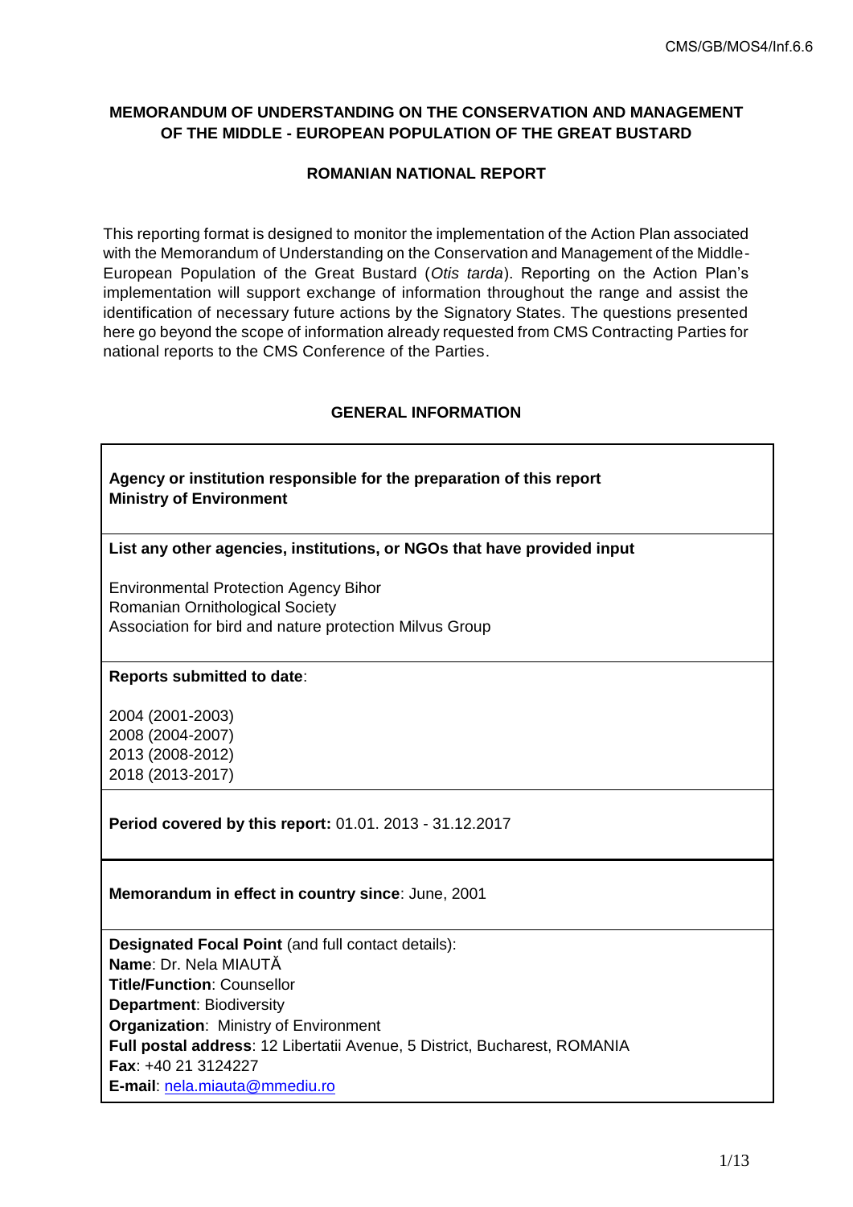**MEMORANDUM OF UNDERSTANDING ON THE CONSERVATION AND MANAGEMENT OF THE MIDDLE - EUROPEAN POPULATION OF THE GREAT BUSTARD**

**ROMANIAN NATIONAL REPORT**

This reporting format is designed to monitor the implementation of the Action Plan associated with the Memorandum of Understanding on the Conservation and Management of the Middle-European Population of the Great Bustard (*Otis tarda*). Reporting on the Action Plan's implementation will support exchange of information throughout the range and assist the identification of necessary future actions by the Signatory States. The questions presented here go beyond the scope of information already requested from CMS Contracting Parties for national reports to the CMS Conference of the Parties.

**GENERAL INFORMATION**

**Agency or institution responsible for the preparation of this report**
**Ministry of Environment**

**List any other agencies, institutions, or NGOs that have provided input**

Environmental Protection Agency Bihor
Romanian Ornithological Society
Association for bird and nature protection Milvus Group

**Reports submitted to date**:

2004 (2001-2003)
2008 (2004-2007)
2013 (2008-2012)
2018 (2013-2017)

**Period covered by this report:** 01.01. 2013 - 31.12.2017

**Memorandum in effect in country since**: June, 2001

**Designated Focal Point** (and full contact details):
**Name**: Dr. Nela MIAUTĂ
**Title/Function**: Counsellor
**Department**: Biodiversity
**Organization**: Ministry of Environment
**Full postal address**: 12 Libertatii Avenue, 5 District, Bucharest, ROMANIA
**Fax**: +40 21 3124227
**E-mail**: nela.miauta@mmediu.ro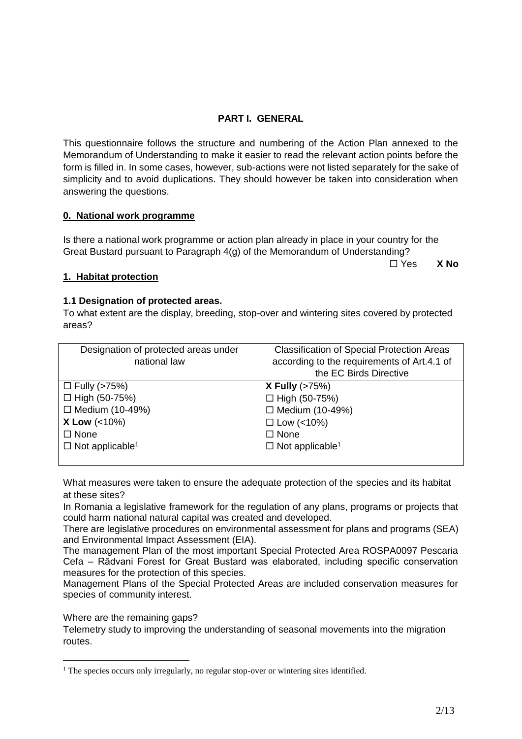## PART I. GENERAL

This questionnaire follows the structure and numbering of the Action Plan annexed to the Memorandum of Understanding to make it easier to read the relevant action points before the form is filled in. In some cases, however, sub-actions were not listed separately for the sake of simplicity and to avoid duplications. They should however be taken into consideration when answering the questions.

### 0. National work programme

Is there a national work programme or action plan already in place in your country for the Great Bustard pursuant to Paragraph 4(g) of the Memorandum of Understanding?

☐ Yes **X No**

### 1. Habitat protection

#### 1.1 Designation of protected areas.

To what extent are the display, breeding, stop-over and wintering sites covered by protected areas?

| Designation of protected areas under national law | Classification of Special Protection Areas according to the requirements of Art.4.1 of the EC Birds Directive |
|---|---|
| ☐ Fully (>75%)<br>☐ High (50-75%)<br>☐ Medium (10-49%)<br>**X Low** (<10%)<br>☐ None<br>☐ Not applicable[1] | **X Fully** (>75%)<br>☐ High (50-75%)<br>☐ Medium (10-49%)<br>☐ Low (<10%)<br>☐ None<br>☐ Not applicable[1] |

What measures were taken to ensure the adequate protection of the species and its habitat at these sites?

In Romania a legislative framework for the regulation of any plans, programs or projects that could harm national natural capital was created and developed.

There are legislative procedures on environmental assessment for plans and programs (SEA) and Environmental Impact Assessment (EIA).

The management Plan of the most important Special Protected Area ROSPA0097 Pescaria Cefa – Rădvani Forest for Great Bustard was elaborated, including specific conservation measures for the protection of this species.

Management Plans of the Special Protected Areas are included conservation measures for species of community interest.

Where are the remaining gaps?

Telemetry study to improving the understanding of seasonal movements into the migration routes.

---

[1] The species occurs only irregularly, no regular stop-over or wintering sites identified.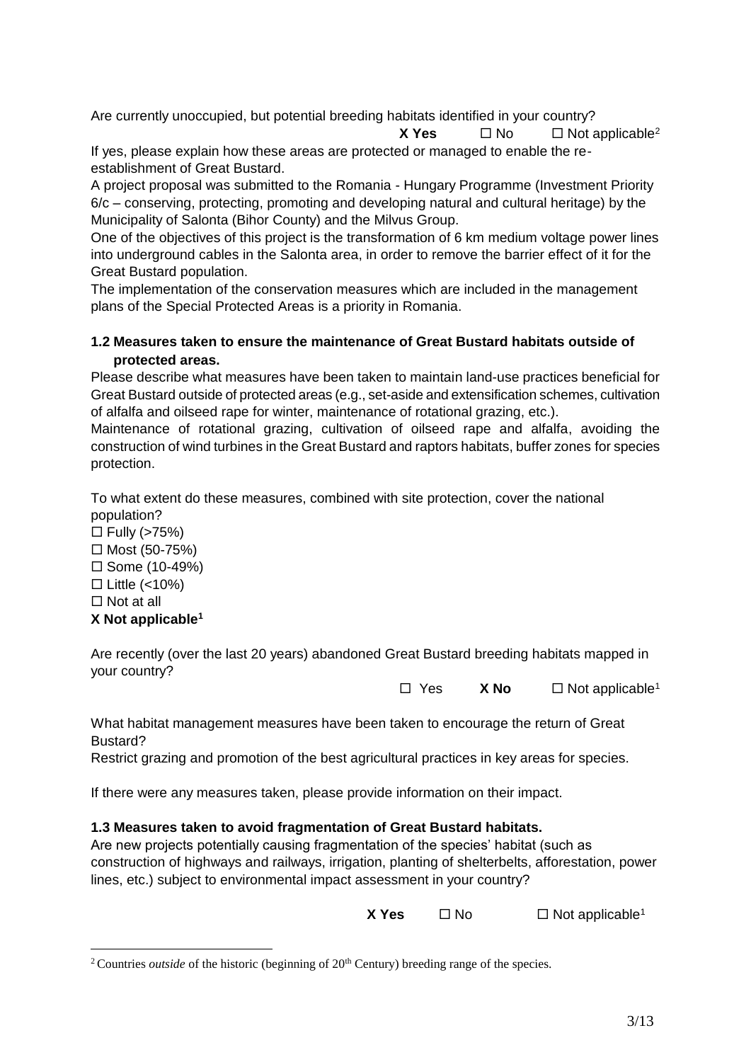Are currently unoccupied, but potential breeding habitats identified in your country?

**X Yes** ☐ No ☐ Not applicable[2]

If yes, please explain how these areas are protected or managed to enable the re-establishment of Great Bustard.

A project proposal was submitted to the Romania - Hungary Programme (Investment Priority 6/c – conserving, protecting, promoting and developing natural and cultural heritage) by the Municipality of Salonta (Bihor County) and the Milvus Group.

One of the objectives of this project is the transformation of 6 km medium voltage power lines into underground cables in the Salonta area, in order to remove the barrier effect of it for the Great Bustard population.

The implementation of the conservation measures which are included in the management plans of the Special Protected Areas is a priority in Romania.

**1.2 Measures taken to ensure the maintenance of Great Bustard habitats outside of protected areas.**

Please describe what measures have been taken to maintain land-use practices beneficial for Great Bustard outside of protected areas (e.g., set-aside and extensification schemes, cultivation of alfalfa and oilseed rape for winter, maintenance of rotational grazing, etc.).

Maintenance of rotational grazing, cultivation of oilseed rape and alfalfa, avoiding the construction of wind turbines in the Great Bustard and raptors habitats, buffer zones for species protection.

To what extent do these measures, combined with site protection, cover the national population?

☐ Fully (>75%)
☐ Most (50-75%)
☐ Some (10-49%)
☐ Little (<10%)
☐ Not at all
**X Not applicable[1]**

Are recently (over the last 20 years) abandoned Great Bustard breeding habitats mapped in your country?

☐ Yes **X No** ☐ Not applicable[1]

What habitat management measures have been taken to encourage the return of Great Bustard?

Restrict grazing and promotion of the best agricultural practices in key areas for species.

If there were any measures taken, please provide information on their impact.

**1.3 Measures taken to avoid fragmentation of Great Bustard habitats.**

Are new projects potentially causing fragmentation of the species' habitat (such as construction of highways and railways, irrigation, planting of shelterbelts, afforestation, power lines, etc.) subject to environmental impact assessment in your country?

**X Yes** ☐ No ☐ Not applicable[1]

---

[2] Countries *outside* of the historic (beginning of 20th Century) breeding range of the species.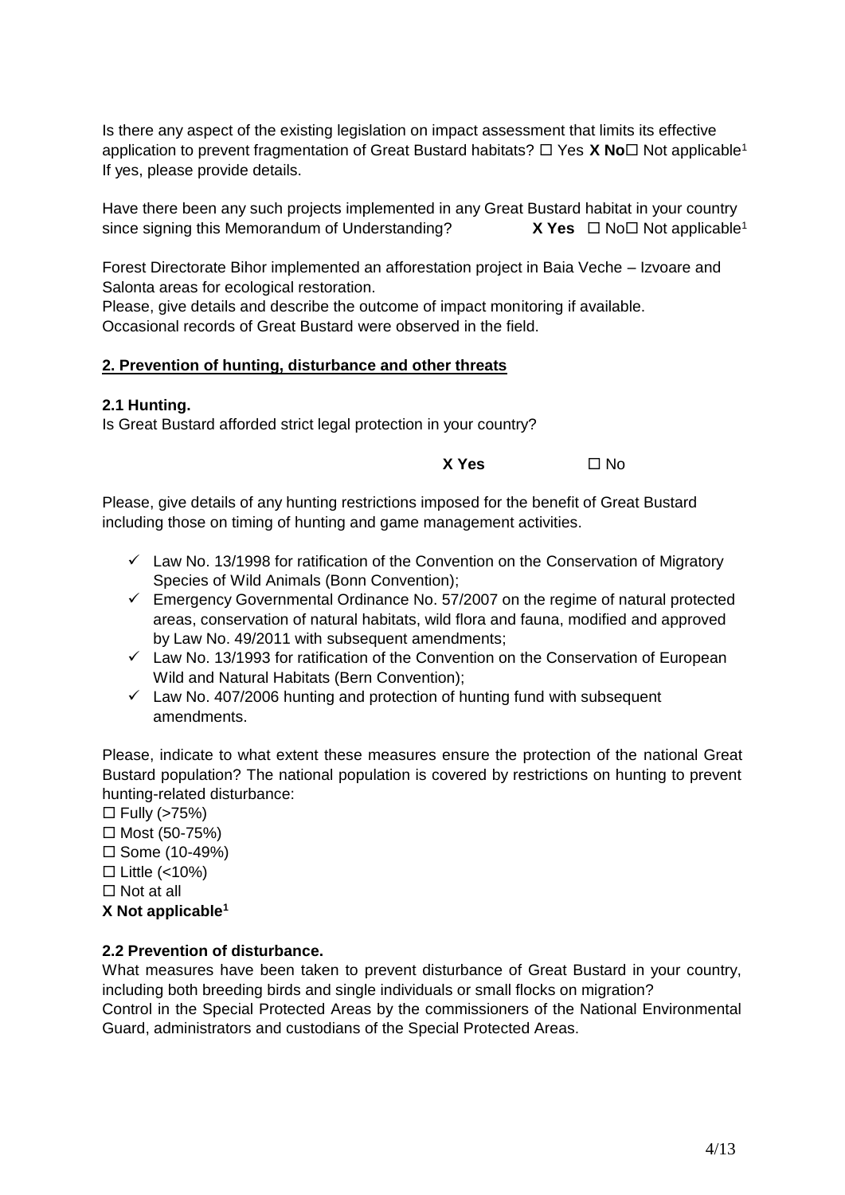Is there any aspect of the existing legislation on impact assessment that limits its effective application to prevent fragmentation of Great Bustard habitats? ☐ Yes **X No**☐ Not applicable[1]
If yes, please provide details.

Have there been any such projects implemented in any Great Bustard habitat in your country since signing this Memorandum of Understanding? **X Yes** ☐ No☐ Not applicable[1]

Forest Directorate Bihor implemented an afforestation project in Baia Veche – Izvoare and Salonta areas for ecological restoration.
Please, give details and describe the outcome of impact monitoring if available.
Occasional records of Great Bustard were observed in the field.

## 2. Prevention of hunting, disturbance and other threats

### 2.1 Hunting.

Is Great Bustard afforded strict legal protection in your country?

**X Yes** ☐ No

Please, give details of any hunting restrictions imposed for the benefit of Great Bustard including those on timing of hunting and game management activities.

- ✓ Law No. 13/1998 for ratification of the Convention on the Conservation of Migratory Species of Wild Animals (Bonn Convention);
- ✓ Emergency Governmental Ordinance No. 57/2007 on the regime of natural protected areas, conservation of natural habitats, wild flora and fauna, modified and approved by Law No. 49/2011 with subsequent amendments;
- ✓ Law No. 13/1993 for ratification of the Convention on the Conservation of European Wild and Natural Habitats (Bern Convention);
- ✓ Law No. 407/2006 hunting and protection of hunting fund with subsequent amendments.

Please, indicate to what extent these measures ensure the protection of the national Great Bustard population? The national population is covered by restrictions on hunting to prevent hunting-related disturbance:

☐ Fully (>75%)
☐ Most (50-75%)
☐ Some (10-49%)
☐ Little (<10%)
☐ Not at all
**X Not applicable[1]**

### 2.2 Prevention of disturbance.

What measures have been taken to prevent disturbance of Great Bustard in your country, including both breeding birds and single individuals or small flocks on migration?
Control in the Special Protected Areas by the commissioners of the National Environmental Guard, administrators and custodians of the Special Protected Areas.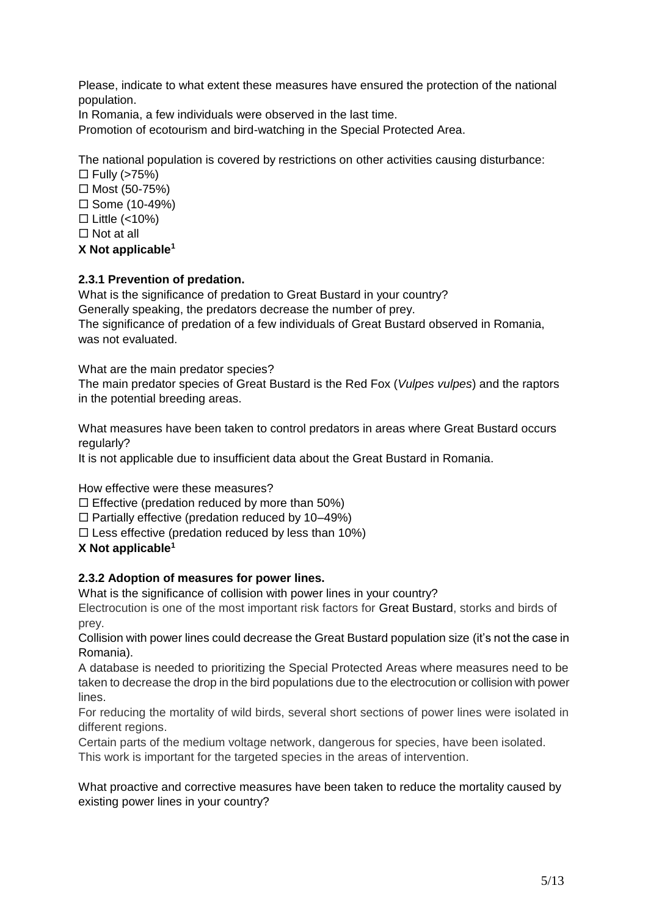Please, indicate to what extent these measures have ensured the protection of the national population.
In Romania, a few individuals were observed in the last time.
Promotion of ecotourism and bird-watching in the Special Protected Area.

The national population is covered by restrictions on other activities causing disturbance:
☐ Fully (>75%)
☐ Most (50-75%)
☐ Some (10-49%)
☐ Little (<10%)
☐ Not at all
**X Not applicable[1]**

### 2.3.1 Prevention of predation.

What is the significance of predation to Great Bustard in your country?
Generally speaking, the predators decrease the number of prey.
The significance of predation of a few individuals of Great Bustard observed in Romania, was not evaluated.

What are the main predator species?
The main predator species of Great Bustard is the Red Fox (*Vulpes vulpes*) and the raptors in the potential breeding areas.

What measures have been taken to control predators in areas where Great Bustard occurs regularly?
It is not applicable due to insufficient data about the Great Bustard in Romania.

How effective were these measures?
☐ Effective (predation reduced by more than 50%)
☐ Partially effective (predation reduced by 10–49%)
☐ Less effective (predation reduced by less than 10%)
**X Not applicable[1]**

### 2.3.2 Adoption of measures for power lines.

What is the significance of collision with power lines in your country?
Electrocution is one of the most important risk factors for Great Bustard, storks and birds of prey.
Collision with power lines could decrease the Great Bustard population size (it's not the case in Romania).
A database is needed to prioritizing the Special Protected Areas where measures need to be taken to decrease the drop in the bird populations due to the electrocution or collision with power lines.
For reducing the mortality of wild birds, several short sections of power lines were isolated in different regions.
Certain parts of the medium voltage network, dangerous for species, have been isolated.
This work is important for the targeted species in the areas of intervention.

What proactive and corrective measures have been taken to reduce the mortality caused by existing power lines in your country?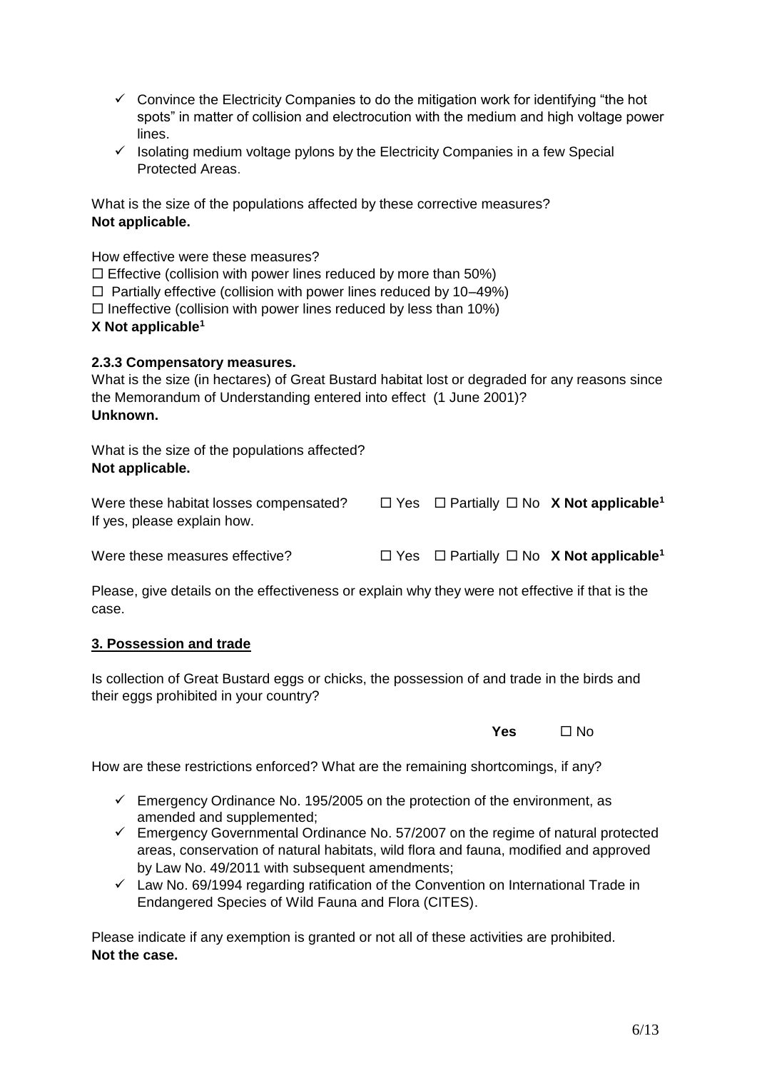- ✓ Convince the Electricity Companies to do the mitigation work for identifying "the hot spots" in matter of collision and electrocution with the medium and high voltage power lines.
- ✓ Isolating medium voltage pylons by the Electricity Companies in a few Special Protected Areas.

What is the size of the populations affected by these corrective measures?
**Not applicable.**

How effective were these measures?
☐ Effective (collision with power lines reduced by more than 50%)
☐ Partially effective (collision with power lines reduced by 10–49%)
☐ Ineffective (collision with power lines reduced by less than 10%)
**X Not applicable**[1]

**2.3.3 Compensatory measures.**
What is the size (in hectares) of Great Bustard habitat lost or degraded for any reasons since the Memorandum of Understanding entered into effect (1 June 2001)?
**Unknown.**

What is the size of the populations affected?
**Not applicable.**

Were these habitat losses compensated? ☐ Yes ☐ Partially ☐ No **X Not applicable**[1]
If yes, please explain how.

Were these measures effective? ☐ Yes ☐ Partially ☐ No **X Not applicable**[1]

Please, give details on the effectiveness or explain why they were not effective if that is the case.

## 3. Possession and trade

Is collection of Great Bustard eggs or chicks, the possession of and trade in the birds and their eggs prohibited in your country?

**Yes** ☐ No

How are these restrictions enforced? What are the remaining shortcomings, if any?

- ✓ Emergency Ordinance No. 195/2005 on the protection of the environment, as amended and supplemented;
- ✓ Emergency Governmental Ordinance No. 57/2007 on the regime of natural protected areas, conservation of natural habitats, wild flora and fauna, modified and approved by Law No. 49/2011 with subsequent amendments;
- ✓ Law No. 69/1994 regarding ratification of the Convention on International Trade in Endangered Species of Wild Fauna and Flora (CITES).

Please indicate if any exemption is granted or not all of these activities are prohibited.
**Not the case.**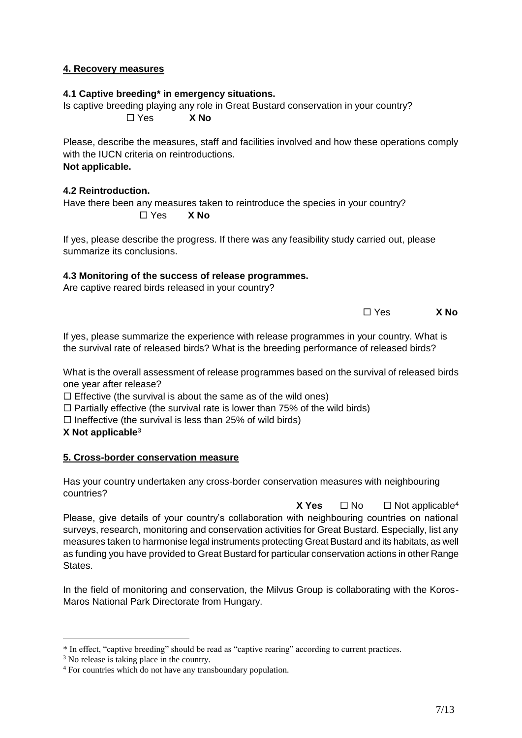**4. Recovery measures**

**4.1 Captive breeding* in emergency situations.**

Is captive breeding playing any role in Great Bustard conservation in your country?

☐ Yes **X No**

Please, describe the measures, staff and facilities involved and how these operations comply with the IUCN criteria on reintroductions.

**Not applicable.**

**4.2 Reintroduction.**

Have there been any measures taken to reintroduce the species in your country?

☐ Yes **X No**

If yes, please describe the progress. If there was any feasibility study carried out, please summarize its conclusions.

**4.3 Monitoring of the success of release programmes.**

Are captive reared birds released in your country?

☐ Yes **X No**

If yes, please summarize the experience with release programmes in your country. What is the survival rate of released birds? What is the breeding performance of released birds?

What is the overall assessment of release programmes based on the survival of released birds one year after release?

☐ Effective (the survival is about the same as of the wild ones)
☐ Partially effective (the survival rate is lower than 75% of the wild birds)
☐ Ineffective (the survival is less than 25% of wild birds)
**X Not applicable**[3]

**5. Cross-border conservation measure**

Has your country undertaken any cross-border conservation measures with neighbouring countries?

**X Yes** ☐ No ☐ Not applicable[4]

Please, give details of your country's collaboration with neighbouring countries on national surveys, research, monitoring and conservation activities for Great Bustard. Especially, list any measures taken to harmonise legal instruments protecting Great Bustard and its habitats, as well as funding you have provided to Great Bustard for particular conservation actions in other Range States.

In the field of monitoring and conservation, the Milvus Group is collaborating with the Koros-Maros National Park Directorate from Hungary.

---

* In effect, "captive breeding" should be read as "captive rearing" according to current practices.

[3] No release is taking place in the country.

[4] For countries which do not have any transboundary population.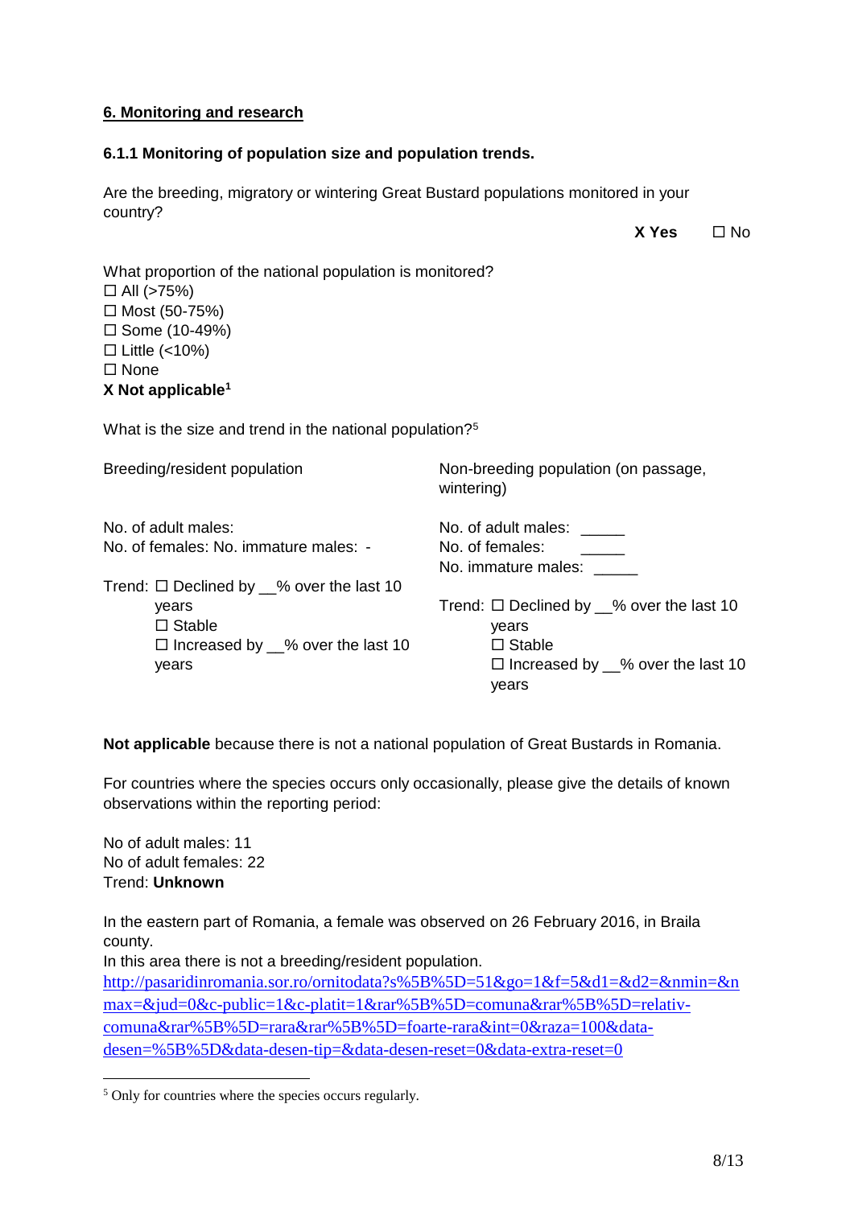## 6. Monitoring and research

### 6.1.1 Monitoring of population size and population trends.

Are the breeding, migratory or wintering Great Bustard populations monitored in your country?

**X Yes** ☐ No

What proportion of the national population is monitored?

☐ All (>75%)
☐ Most (50-75%)
☐ Some (10-49%)
☐ Little (<10%)
☐ None
**X Not applicable**[1]

What is the size and trend in the national population?[5]

| Breeding/resident population | Non-breeding population (on passage, wintering) |
| --- | --- |
| No. of adult males:<br>No. of females: No. immature males: - | No. of adult males: _____<br>No. of females: _____<br>No. immature males: _____ |
| Trend: ☐ Declined by __% over the last 10 years<br>☐ Stable<br>☐ Increased by __% over the last 10 years | Trend: ☐ Declined by __% over the last 10 years<br>☐ Stable<br>☐ Increased by __% over the last 10 years |

**Not applicable** because there is not a national population of Great Bustards in Romania.

For countries where the species occurs only occasionally, please give the details of known observations within the reporting period:

No of adult males: 11
No of adult females: 22
Trend: **Unknown**

In the eastern part of Romania, a female was observed on 26 February 2016, in Braila county.
In this area there is not a breeding/resident population.
http://pasaridinromania.sor.ro/ornitodata?s%5B%5D=51&go=1&f=5&d1=&d2=&nmin=&nmax=&jud=0&c-public=1&c-platit=1&rar%5B%5D=comuna&rar%5B%5D=relativ-comuna&rar%5B%5D=rara&rar%5B%5D=foarte-rara&int=0&raza=100&data-desen=%5B%5D&data-desen-tip=&data-desen-reset=0&data-extra-reset=0

---

[5] Only for countries where the species occurs regularly.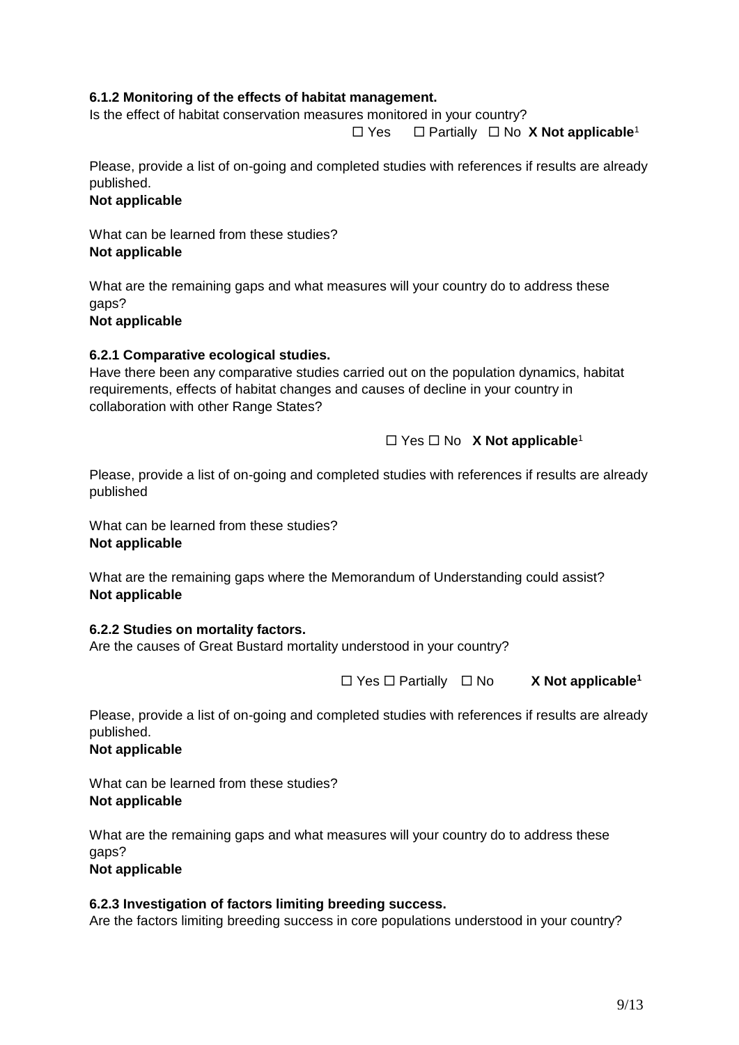**6.1.2 Monitoring of the effects of habitat management.**

Is the effect of habitat conservation measures monitored in your country?

☐ Yes ☐ Partially ☐ No **X Not applicable**[1]

Please, provide a list of on-going and completed studies with references if results are already published.

**Not applicable**

What can be learned from these studies?

**Not applicable**

What are the remaining gaps and what measures will your country do to address these gaps?

**Not applicable**

**6.2.1 Comparative ecological studies.**

Have there been any comparative studies carried out on the population dynamics, habitat requirements, effects of habitat changes and causes of decline in your country in collaboration with other Range States?

☐ Yes ☐ No **X Not applicable**[1]

Please, provide a list of on-going and completed studies with references if results are already published

What can be learned from these studies?

**Not applicable**

What are the remaining gaps where the Memorandum of Understanding could assist?

**Not applicable**

**6.2.2 Studies on mortality factors.**

Are the causes of Great Bustard mortality understood in your country?

☐ Yes ☐ Partially ☐ No **X Not applicable**[1]

Please, provide a list of on-going and completed studies with references if results are already published.

**Not applicable**

What can be learned from these studies?

**Not applicable**

What are the remaining gaps and what measures will your country do to address these gaps?

**Not applicable**

**6.2.3 Investigation of factors limiting breeding success.**

Are the factors limiting breeding success in core populations understood in your country?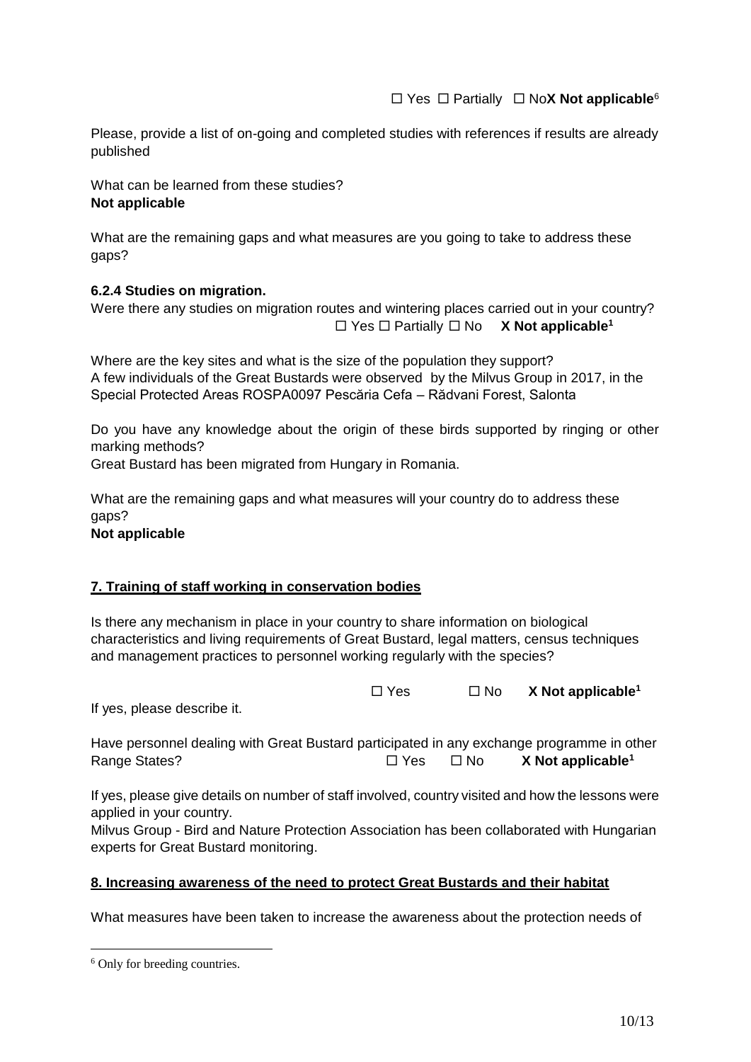☐ Yes ☐ Partially ☐ No**X Not applicable**[6]

Please, provide a list of on-going and completed studies with references if results are already published

What can be learned from these studies?
**Not applicable**

What are the remaining gaps and what measures are you going to take to address these gaps?

**6.2.4 Studies on migration.**

Were there any studies on migration routes and wintering places carried out in your country?
☐ Yes ☐ Partially ☐ No **X Not applicable**[1]

Where are the key sites and what is the size of the population they support?
A few individuals of the Great Bustards were observed by the Milvus Group in 2017, in the Special Protected Areas ROSPA0097 Pescăria Cefa – Rădvani Forest, Salonta

Do you have any knowledge about the origin of these birds supported by ringing or other marking methods?
Great Bustard has been migrated from Hungary in Romania.

What are the remaining gaps and what measures will your country do to address these gaps?
**Not applicable**

## 7. Training of staff working in conservation bodies

Is there any mechanism in place in your country to share information on biological characteristics and living requirements of Great Bustard, legal matters, census techniques and management practices to personnel working regularly with the species?

☐ Yes ☐ No **X Not applicable**[1]

If yes, please describe it.

Have personnel dealing with Great Bustard participated in any exchange programme in other Range States? ☐ Yes ☐ No **X Not applicable**[1]

If yes, please give details on number of staff involved, country visited and how the lessons were applied in your country.
Milvus Group - Bird and Nature Protection Association has been collaborated with Hungarian experts for Great Bustard monitoring.

## 8. Increasing awareness of the need to protect Great Bustards and their habitat

What measures have been taken to increase the awareness about the protection needs of

---

[6] Only for breeding countries.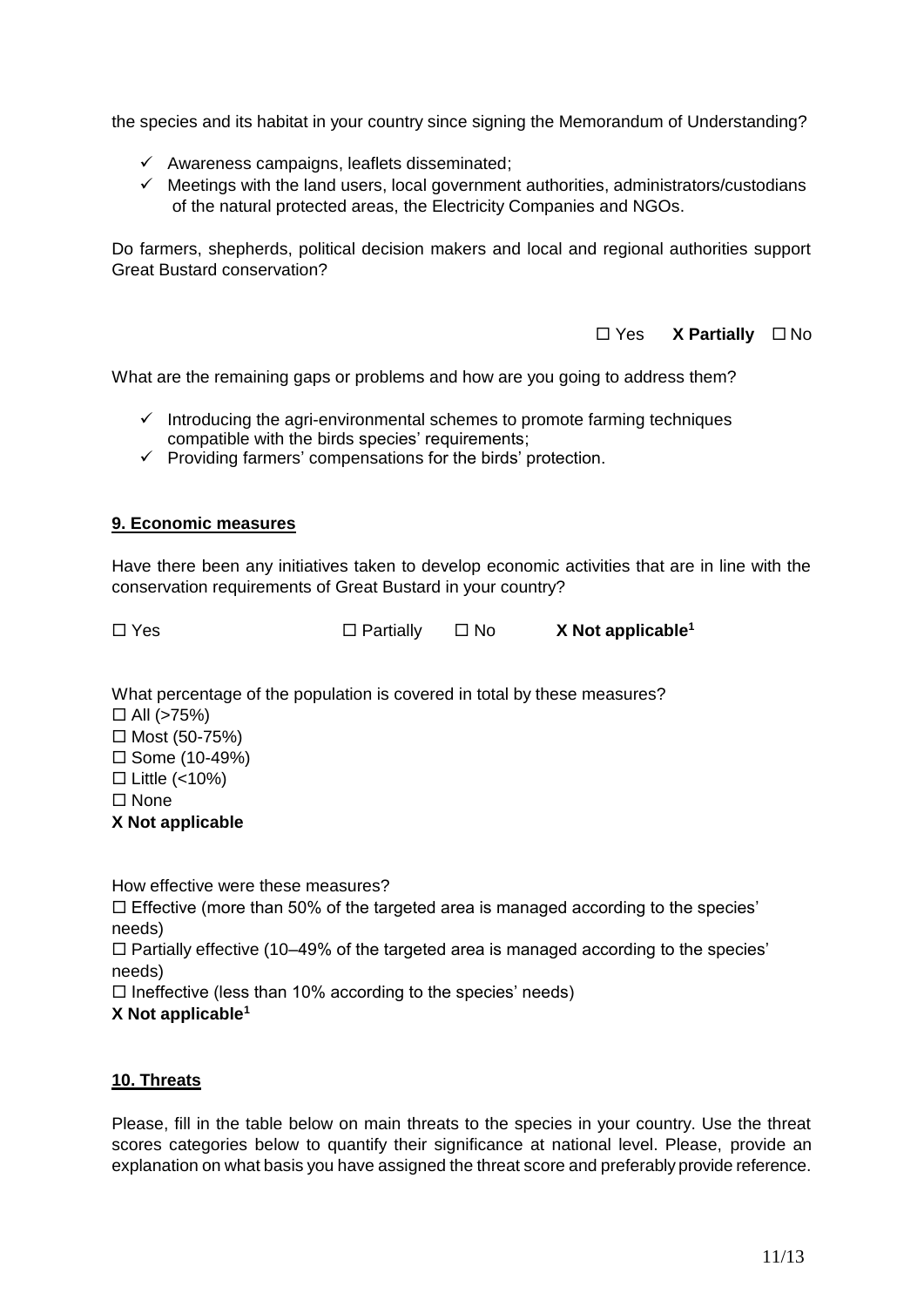the species and its habitat in your country since signing the Memorandum of Understanding?

- ✓ Awareness campaigns, leaflets disseminated;
- ✓ Meetings with the land users, local government authorities, administrators/custodians of the natural protected areas, the Electricity Companies and NGOs.

Do farmers, shepherds, political decision makers and local and regional authorities support Great Bustard conservation?

☐ Yes **X Partially** ☐ No

What are the remaining gaps or problems and how are you going to address them?

- ✓ Introducing the agri-environmental schemes to promote farming techniques compatible with the birds species' requirements;
- ✓ Providing farmers' compensations for the birds' protection.

## 9. Economic measures

Have there been any initiatives taken to develop economic activities that are in line with the conservation requirements of Great Bustard in your country?

☐ Yes ☐ Partially ☐ No **X Not applicable[1]**

What percentage of the population is covered in total by these measures?

☐ All (>75%)
☐ Most (50-75%)
☐ Some (10-49%)
☐ Little (<10%)
☐ None
**X Not applicable**

How effective were these measures?

☐ Effective (more than 50% of the targeted area is managed according to the species' needs)
☐ Partially effective (10–49% of the targeted area is managed according to the species' needs)
☐ Ineffective (less than 10% according to the species' needs)
**X Not applicable[1]**

## 10. Threats

Please, fill in the table below on main threats to the species in your country. Use the threat scores categories below to quantify their significance at national level. Please, provide an explanation on what basis you have assigned the threat score and preferably provide reference.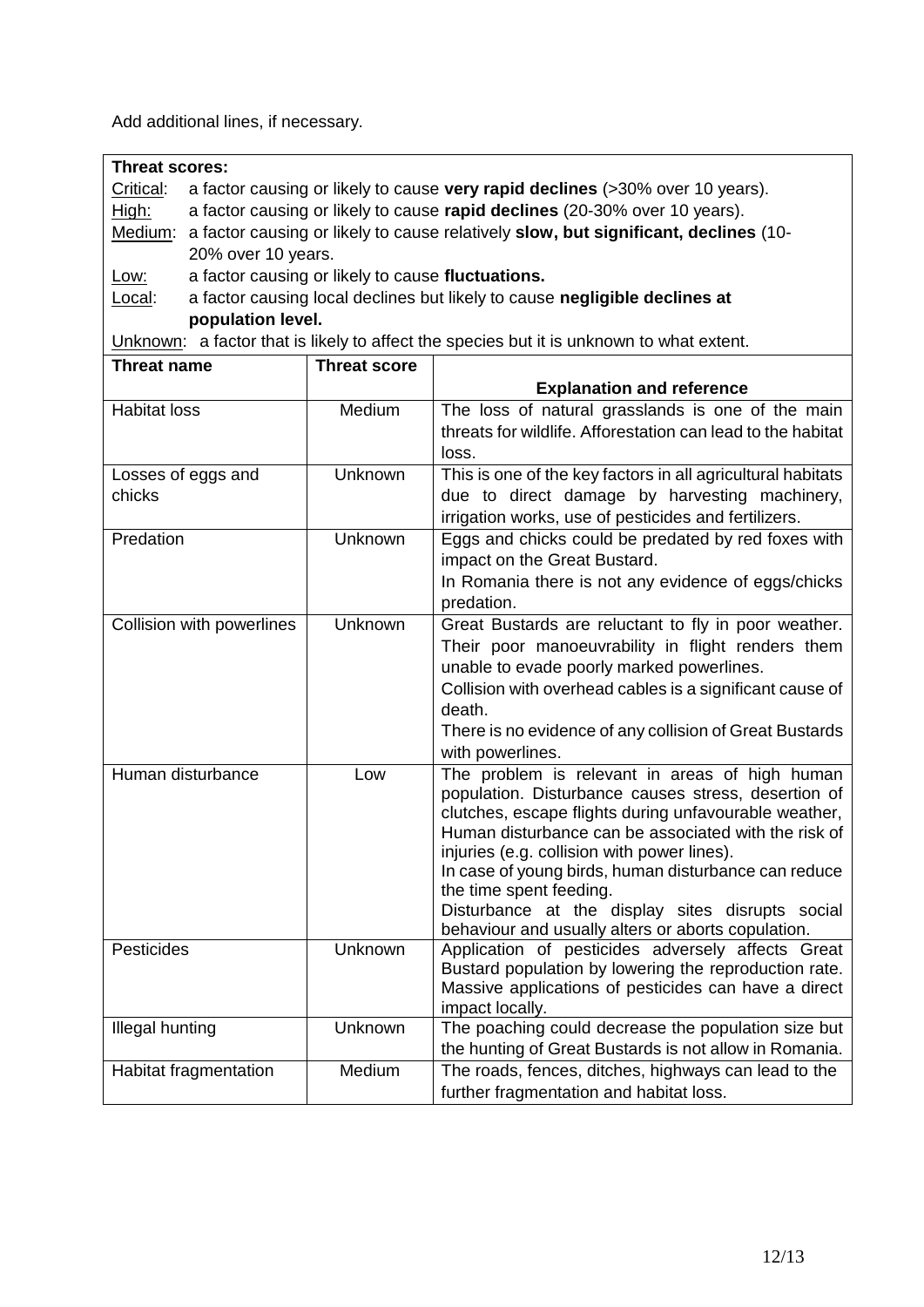Add additional lines, if necessary.

**Threat scores:**

Critical: a factor causing or likely to cause **very rapid declines** (>30% over 10 years).

High: a factor causing or likely to cause **rapid declines** (20-30% over 10 years).

Medium: a factor causing or likely to cause relatively **slow, but significant, declines** (10-20% over 10 years.

Low: a factor causing or likely to cause **fluctuations.**

Local: a factor causing local declines but likely to cause **negligible declines at population level.**

Unknown: a factor that is likely to affect the species but it is unknown to what extent.

| Threat name | Threat score | Explanation and reference |
|---|---|---|
| Habitat loss | Medium | The loss of natural grasslands is one of the main threats for wildlife. Afforestation can lead to the habitat loss. |
| Losses of eggs and chicks | Unknown | This is one of the key factors in all agricultural habitats due to direct damage by harvesting machinery, irrigation works, use of pesticides and fertilizers. |
| Predation | Unknown | Eggs and chicks could be predated by red foxes with impact on the Great Bustard. In Romania there is not any evidence of eggs/chicks predation. |
| Collision with powerlines | Unknown | Great Bustards are reluctant to fly in poor weather. Their poor manoeuvrability in flight renders them unable to evade poorly marked powerlines. Collision with overhead cables is a significant cause of death. There is no evidence of any collision of Great Bustards with powerlines. |
| Human disturbance | Low | The problem is relevant in areas of high human population. Disturbance causes stress, desertion of clutches, escape flights during unfavourable weather, Human disturbance can be associated with the risk of injuries (e.g. collision with power lines). In case of young birds, human disturbance can reduce the time spent feeding. Disturbance at the display sites disrupts social behaviour and usually alters or aborts copulation. |
| Pesticides | Unknown | Application of pesticides adversely affects Great Bustard population by lowering the reproduction rate. Massive applications of pesticides can have a direct impact locally. |
| Illegal hunting | Unknown | The poaching could decrease the population size but the hunting of Great Bustards is not allow in Romania. |
| Habitat fragmentation | Medium | The roads, fences, ditches, highways can lead to the further fragmentation and habitat loss. |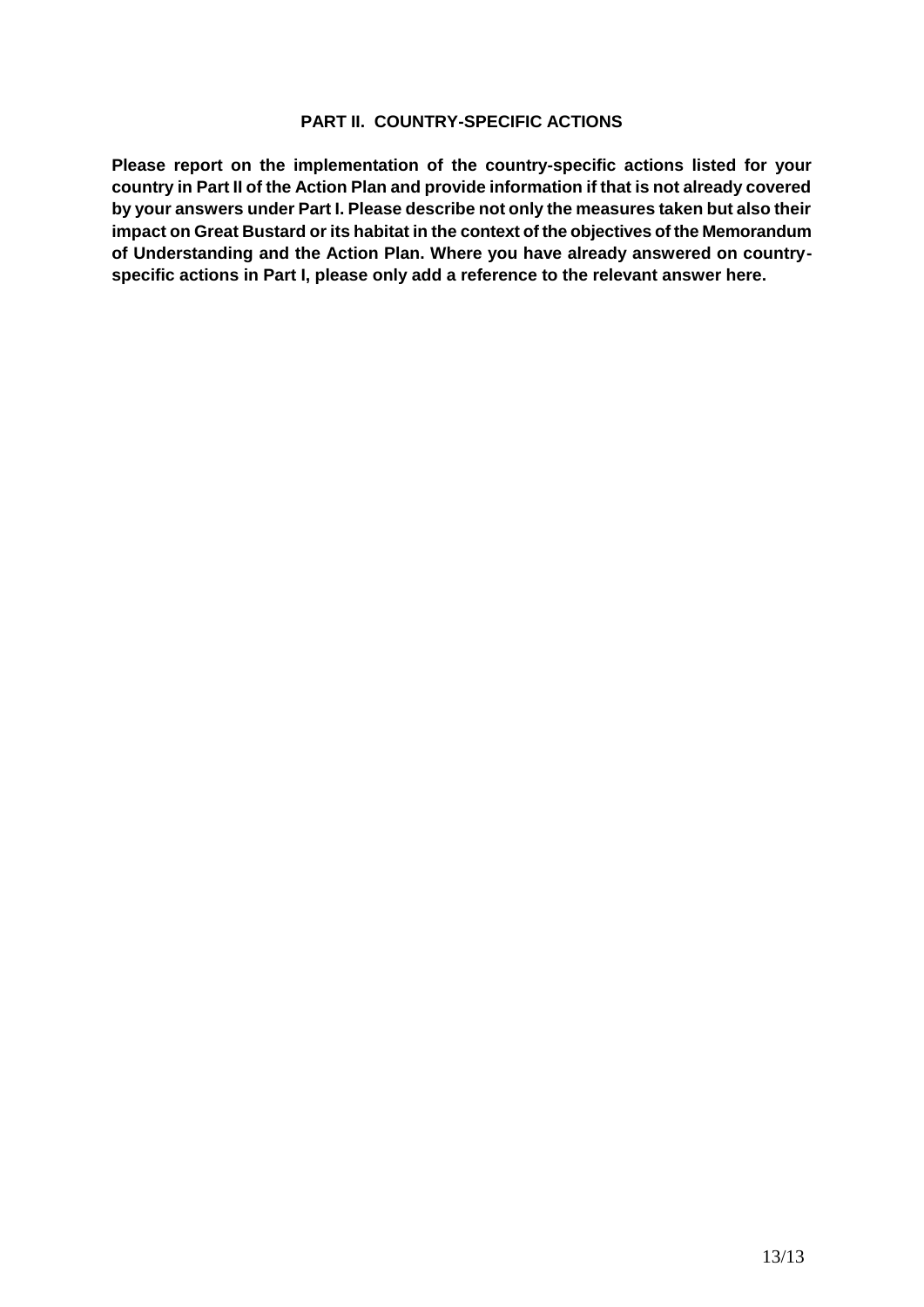## PART II. COUNTRY-SPECIFIC ACTIONS

**Please report on the implementation of the country-specific actions listed for your country in Part II of the Action Plan and provide information if that is not already covered by your answers under Part I. Please describe not only the measures taken but also their impact on Great Bustard or its habitat in the context of the objectives of the Memorandum of Understanding and the Action Plan. Where you have already answered on country-specific actions in Part I, please only add a reference to the relevant answer here.**